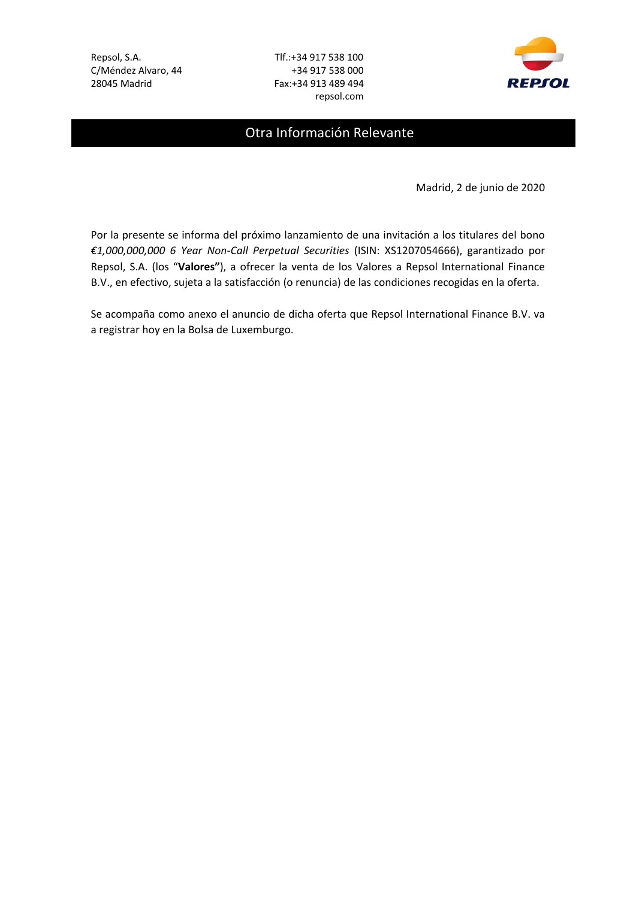Repsol, S.A.
C/Méndez Alvaro, 44
28045 Madrid

Tlf.:+34 917 538 100
+34 917 538 000
Fax:+34 913 489 494
repsol.com

# Otra Información Relevante

Madrid, 2 de junio de 2020

Por la presente se informa del próximo lanzamiento de una invitación a los titulares del bono *€1,000,000,000 6 Year Non-Call Perpetual Securities* (ISIN: XS1207054666), garantizado por Repsol, S.A. (los "**Valores"**), a ofrecer la venta de los Valores a Repsol International Finance B.V., en efectivo, sujeta a la satisfacción (o renuncia) de las condiciones recogidas en la oferta.

Se acompaña como anexo el anuncio de dicha oferta que Repsol International Finance B.V. va a registrar hoy en la Bolsa de Luxemburgo.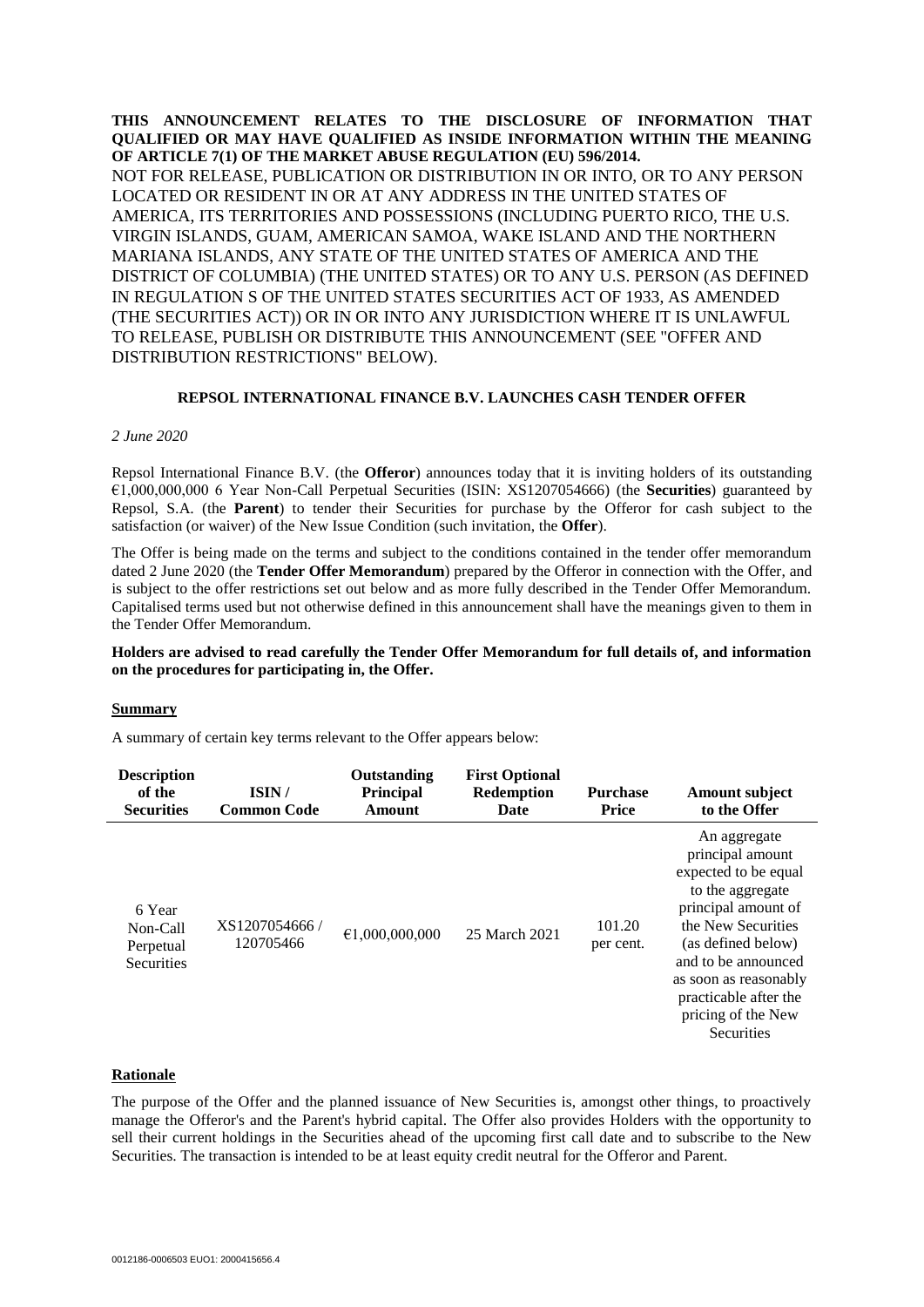**THIS ANNOUNCEMENT RELATES TO THE DISCLOSURE OF INFORMATION THAT QUALIFIED OR MAY HAVE QUALIFIED AS INSIDE INFORMATION WITHIN THE MEANING OF ARTICLE 7(1) OF THE MARKET ABUSE REGULATION (EU) 596/2014.**

NOT FOR RELEASE, PUBLICATION OR DISTRIBUTION IN OR INTO, OR TO ANY PERSON LOCATED OR RESIDENT IN OR AT ANY ADDRESS IN THE UNITED STATES OF AMERICA, ITS TERRITORIES AND POSSESSIONS (INCLUDING PUERTO RICO, THE U.S. VIRGIN ISLANDS, GUAM, AMERICAN SAMOA, WAKE ISLAND AND THE NORTHERN MARIANA ISLANDS, ANY STATE OF THE UNITED STATES OF AMERICA AND THE DISTRICT OF COLUMBIA) (THE UNITED STATES) OR TO ANY U.S. PERSON (AS DEFINED IN REGULATION S OF THE UNITED STATES SECURITIES ACT OF 1933, AS AMENDED (THE SECURITIES ACT)) OR IN OR INTO ANY JURISDICTION WHERE IT IS UNLAWFUL TO RELEASE, PUBLISH OR DISTRIBUTE THIS ANNOUNCEMENT (SEE "OFFER AND DISTRIBUTION RESTRICTIONS" BELOW).

**REPSOL INTERNATIONAL FINANCE B.V. LAUNCHES CASH TENDER OFFER**

*2 June 2020*

Repsol International Finance B.V. (the **Offeror**) announces today that it is inviting holders of its outstanding €1,000,000,000 6 Year Non-Call Perpetual Securities (ISIN: XS1207054666) (the **Securities**) guaranteed by Repsol, S.A. (the **Parent**) to tender their Securities for purchase by the Offeror for cash subject to the satisfaction (or waiver) of the New Issue Condition (such invitation, the **Offer**).

The Offer is being made on the terms and subject to the conditions contained in the tender offer memorandum dated 2 June 2020 (the **Tender Offer Memorandum**) prepared by the Offeror in connection with the Offer, and is subject to the offer restrictions set out below and as more fully described in the Tender Offer Memorandum. Capitalised terms used but not otherwise defined in this announcement shall have the meanings given to them in the Tender Offer Memorandum.

**Holders are advised to read carefully the Tender Offer Memorandum for full details of, and information on the procedures for participating in, the Offer.**

**Summary**

A summary of certain key terms relevant to the Offer appears below:

| Description of the Securities | ISIN / Common Code | Outstanding Principal Amount | First Optional Redemption Date | Purchase Price | Amount subject to the Offer |
|---|---|---|---|---|---|
| 6 Year Non-Call Perpetual Securities | XS1207054666 / 120705466 | €1,000,000,000 | 25 March 2021 | 101.20 per cent. | An aggregate principal amount expected to be equal to the aggregate principal amount of the New Securities (as defined below) and to be announced as soon as reasonably practicable after the pricing of the New Securities |

**Rationale**

The purpose of the Offer and the planned issuance of New Securities is, amongst other things, to proactively manage the Offeror's and the Parent's hybrid capital. The Offer also provides Holders with the opportunity to sell their current holdings in the Securities ahead of the upcoming first call date and to subscribe to the New Securities. The transaction is intended to be at least equity credit neutral for the Offeror and Parent.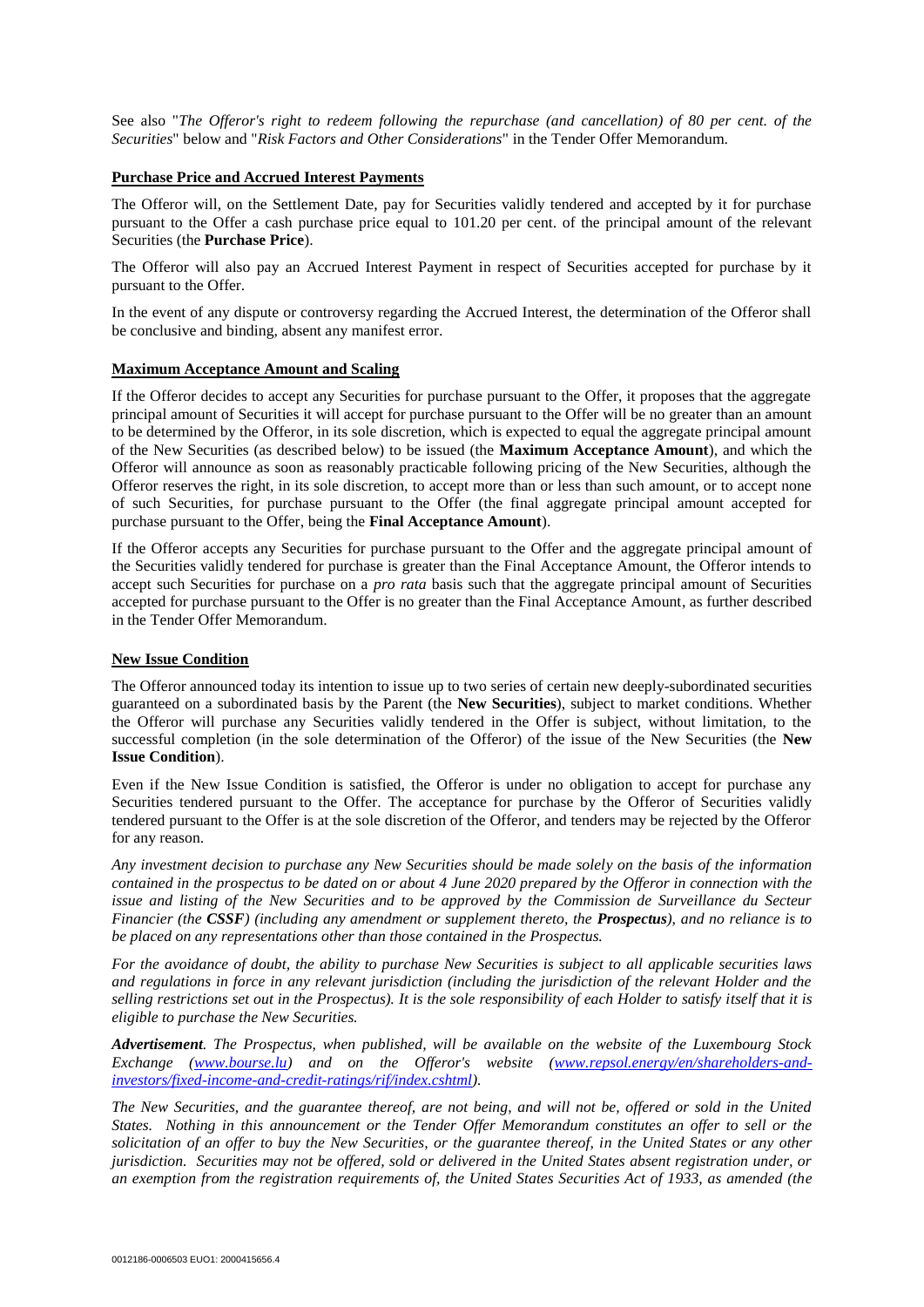See also "*The Offeror's right to redeem following the repurchase (and cancellation) of 80 per cent. of the Securities*" below and "*Risk Factors and Other Considerations*" in the Tender Offer Memorandum.

**Purchase Price and Accrued Interest Payments**

The Offeror will, on the Settlement Date, pay for Securities validly tendered and accepted by it for purchase pursuant to the Offer a cash purchase price equal to 101.20 per cent. of the principal amount of the relevant Securities (the **Purchase Price**).

The Offeror will also pay an Accrued Interest Payment in respect of Securities accepted for purchase by it pursuant to the Offer.

In the event of any dispute or controversy regarding the Accrued Interest, the determination of the Offeror shall be conclusive and binding, absent any manifest error.

**Maximum Acceptance Amount and Scaling**

If the Offeror decides to accept any Securities for purchase pursuant to the Offer, it proposes that the aggregate principal amount of Securities it will accept for purchase pursuant to the Offer will be no greater than an amount to be determined by the Offeror, in its sole discretion, which is expected to equal the aggregate principal amount of the New Securities (as described below) to be issued (the **Maximum Acceptance Amount**), and which the Offeror will announce as soon as reasonably practicable following pricing of the New Securities, although the Offeror reserves the right, in its sole discretion, to accept more than or less than such amount, or to accept none of such Securities, for purchase pursuant to the Offer (the final aggregate principal amount accepted for purchase pursuant to the Offer, being the **Final Acceptance Amount**).

If the Offeror accepts any Securities for purchase pursuant to the Offer and the aggregate principal amount of the Securities validly tendered for purchase is greater than the Final Acceptance Amount, the Offeror intends to accept such Securities for purchase on a *pro rata* basis such that the aggregate principal amount of Securities accepted for purchase pursuant to the Offer is no greater than the Final Acceptance Amount, as further described in the Tender Offer Memorandum.

**New Issue Condition**

The Offeror announced today its intention to issue up to two series of certain new deeply-subordinated securities guaranteed on a subordinated basis by the Parent (the **New Securities**), subject to market conditions. Whether the Offeror will purchase any Securities validly tendered in the Offer is subject, without limitation, to the successful completion (in the sole determination of the Offeror) of the issue of the New Securities (the **New Issue Condition**).

Even if the New Issue Condition is satisfied, the Offeror is under no obligation to accept for purchase any Securities tendered pursuant to the Offer. The acceptance for purchase by the Offeror of Securities validly tendered pursuant to the Offer is at the sole discretion of the Offeror, and tenders may be rejected by the Offeror for any reason.

*Any investment decision to purchase any New Securities should be made solely on the basis of the information contained in the prospectus to be dated on or about 4 June 2020 prepared by the Offeror in connection with the issue and listing of the New Securities and to be approved by the Commission de Surveillance du Secteur Financier (the **CSSF**) (including any amendment or supplement thereto, the **Prospectus**), and no reliance is to be placed on any representations other than those contained in the Prospectus.*

*For the avoidance of doubt, the ability to purchase New Securities is subject to all applicable securities laws and regulations in force in any relevant jurisdiction (including the jurisdiction of the relevant Holder and the selling restrictions set out in the Prospectus). It is the sole responsibility of each Holder to satisfy itself that it is eligible to purchase the New Securities.*

***Advertisement**. The Prospectus, when published, will be available on the website of the Luxembourg Stock Exchange (www.bourse.lu) and on the Offeror's website (www.repsol.energy/en/shareholders-and-investors/fixed-income-and-credit-ratings/rif/index.cshtml).*

*The New Securities, and the guarantee thereof, are not being, and will not be, offered or sold in the United States. Nothing in this announcement or the Tender Offer Memorandum constitutes an offer to sell or the solicitation of an offer to buy the New Securities, or the guarantee thereof, in the United States or any other jurisdiction. Securities may not be offered, sold or delivered in the United States absent registration under, or an exemption from the registration requirements of, the United States Securities Act of 1933, as amended (the*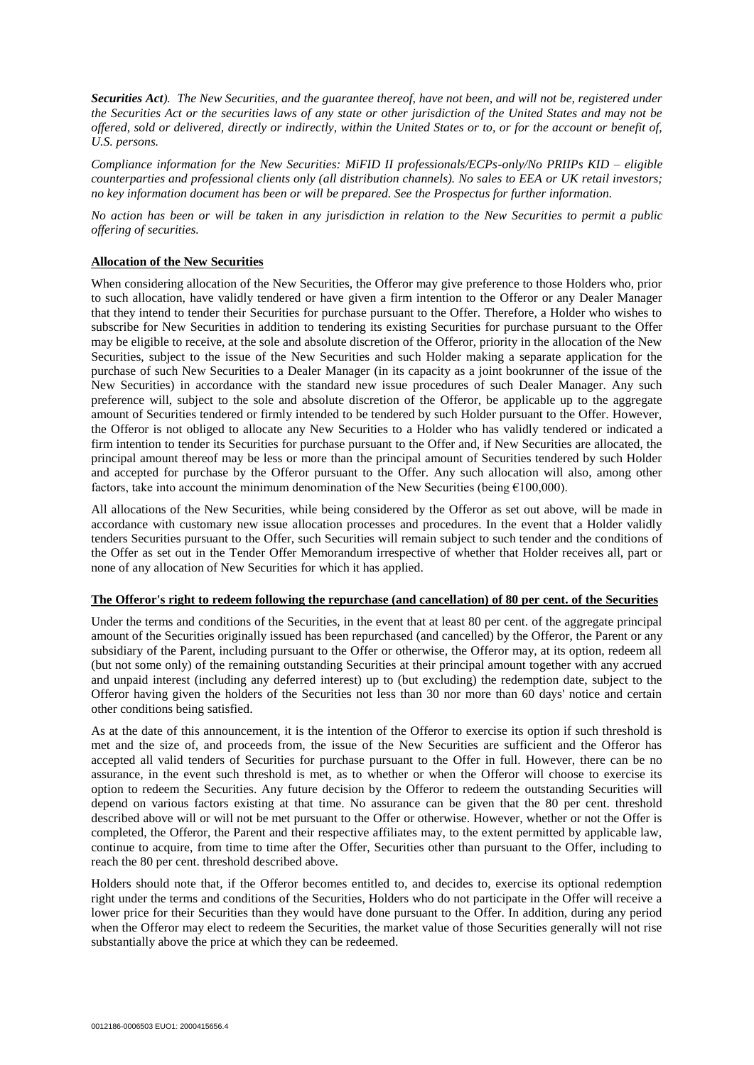***Securities Act****). The New Securities, and the guarantee thereof, have not been, and will not be, registered under the Securities Act or the securities laws of any state or other jurisdiction of the United States and may not be offered, sold or delivered, directly or indirectly, within the United States or to, or for the account or benefit of, U.S. persons.*

*Compliance information for the New Securities: MiFID II professionals/ECPs-only/No PRIIPs KID – eligible counterparties and professional clients only (all distribution channels). No sales to EEA or UK retail investors; no key information document has been or will be prepared. See the Prospectus for further information.*

*No action has been or will be taken in any jurisdiction in relation to the New Securities to permit a public offering of securities.*

**Allocation of the New Securities**

When considering allocation of the New Securities, the Offeror may give preference to those Holders who, prior to such allocation, have validly tendered or have given a firm intention to the Offeror or any Dealer Manager that they intend to tender their Securities for purchase pursuant to the Offer. Therefore, a Holder who wishes to subscribe for New Securities in addition to tendering its existing Securities for purchase pursuant to the Offer may be eligible to receive, at the sole and absolute discretion of the Offeror, priority in the allocation of the New Securities, subject to the issue of the New Securities and such Holder making a separate application for the purchase of such New Securities to a Dealer Manager (in its capacity as a joint bookrunner of the issue of the New Securities) in accordance with the standard new issue procedures of such Dealer Manager. Any such preference will, subject to the sole and absolute discretion of the Offeror, be applicable up to the aggregate amount of Securities tendered or firmly intended to be tendered by such Holder pursuant to the Offer. However, the Offeror is not obliged to allocate any New Securities to a Holder who has validly tendered or indicated a firm intention to tender its Securities for purchase pursuant to the Offer and, if New Securities are allocated, the principal amount thereof may be less or more than the principal amount of Securities tendered by such Holder and accepted for purchase by the Offeror pursuant to the Offer. Any such allocation will also, among other factors, take into account the minimum denomination of the New Securities (being €100,000).

All allocations of the New Securities, while being considered by the Offeror as set out above, will be made in accordance with customary new issue allocation processes and procedures. In the event that a Holder validly tenders Securities pursuant to the Offer, such Securities will remain subject to such tender and the conditions of the Offer as set out in the Tender Offer Memorandum irrespective of whether that Holder receives all, part or none of any allocation of New Securities for which it has applied.

**The Offeror's right to redeem following the repurchase (and cancellation) of 80 per cent. of the Securities**

Under the terms and conditions of the Securities, in the event that at least 80 per cent. of the aggregate principal amount of the Securities originally issued has been repurchased (and cancelled) by the Offeror, the Parent or any subsidiary of the Parent, including pursuant to the Offer or otherwise, the Offeror may, at its option, redeem all (but not some only) of the remaining outstanding Securities at their principal amount together with any accrued and unpaid interest (including any deferred interest) up to (but excluding) the redemption date, subject to the Offeror having given the holders of the Securities not less than 30 nor more than 60 days' notice and certain other conditions being satisfied.

As at the date of this announcement, it is the intention of the Offeror to exercise its option if such threshold is met and the size of, and proceeds from, the issue of the New Securities are sufficient and the Offeror has accepted all valid tenders of Securities for purchase pursuant to the Offer in full. However, there can be no assurance, in the event such threshold is met, as to whether or when the Offeror will choose to exercise its option to redeem the Securities. Any future decision by the Offeror to redeem the outstanding Securities will depend on various factors existing at that time. No assurance can be given that the 80 per cent. threshold described above will or will not be met pursuant to the Offer or otherwise. However, whether or not the Offer is completed, the Offeror, the Parent and their respective affiliates may, to the extent permitted by applicable law, continue to acquire, from time to time after the Offer, Securities other than pursuant to the Offer, including to reach the 80 per cent. threshold described above.

Holders should note that, if the Offeror becomes entitled to, and decides to, exercise its optional redemption right under the terms and conditions of the Securities, Holders who do not participate in the Offer will receive a lower price for their Securities than they would have done pursuant to the Offer. In addition, during any period when the Offeror may elect to redeem the Securities, the market value of those Securities generally will not rise substantially above the price at which they can be redeemed.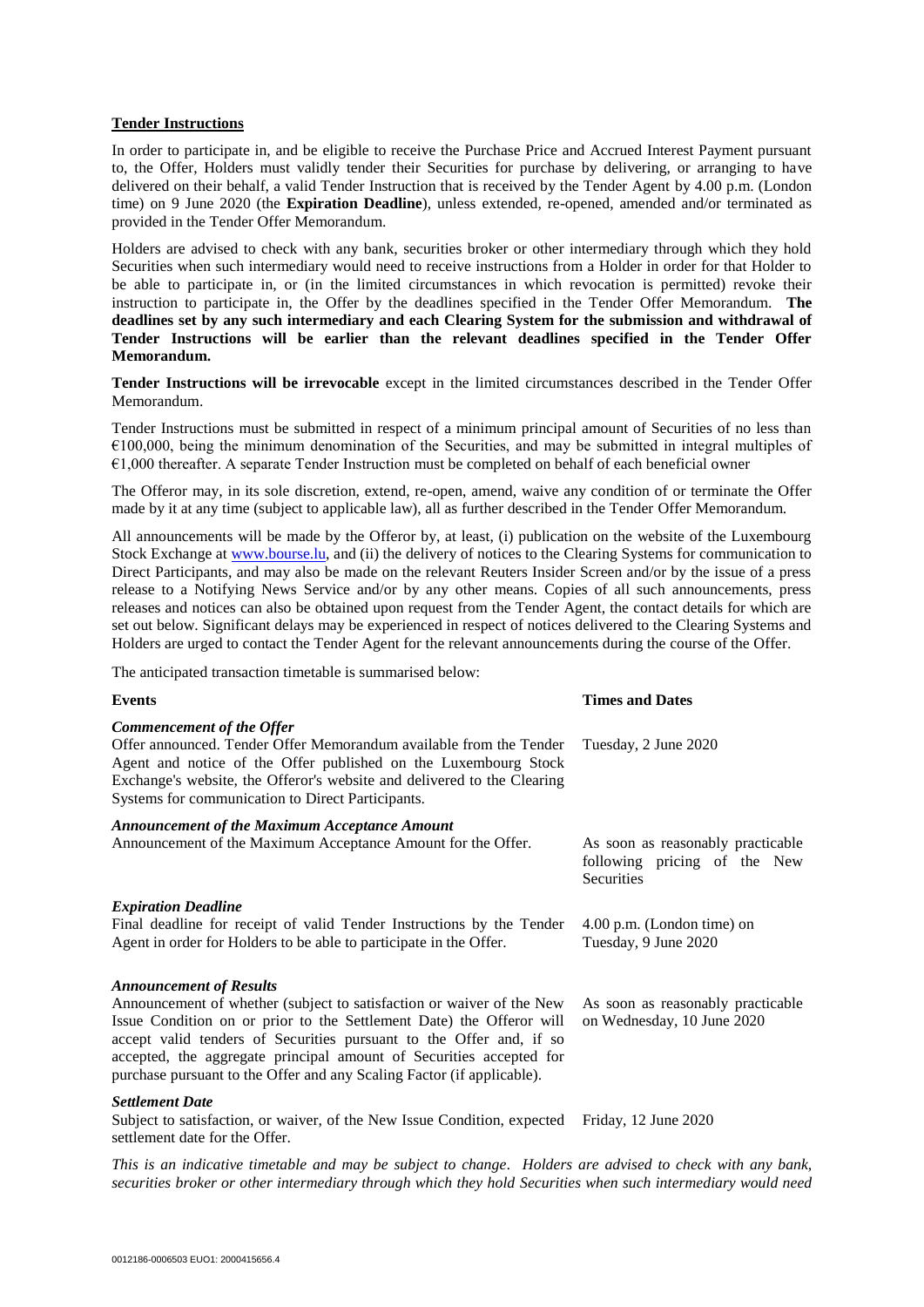**Tender Instructions**

In order to participate in, and be eligible to receive the Purchase Price and Accrued Interest Payment pursuant to, the Offer, Holders must validly tender their Securities for purchase by delivering, or arranging to have delivered on their behalf, a valid Tender Instruction that is received by the Tender Agent by 4.00 p.m. (London time) on 9 June 2020 (the **Expiration Deadline**), unless extended, re-opened, amended and/or terminated as provided in the Tender Offer Memorandum.

Holders are advised to check with any bank, securities broker or other intermediary through which they hold Securities when such intermediary would need to receive instructions from a Holder in order for that Holder to be able to participate in, or (in the limited circumstances in which revocation is permitted) revoke their instruction to participate in, the Offer by the deadlines specified in the Tender Offer Memorandum. **The deadlines set by any such intermediary and each Clearing System for the submission and withdrawal of Tender Instructions will be earlier than the relevant deadlines specified in the Tender Offer Memorandum.**

**Tender Instructions will be irrevocable** except in the limited circumstances described in the Tender Offer Memorandum.

Tender Instructions must be submitted in respect of a minimum principal amount of Securities of no less than €100,000, being the minimum denomination of the Securities, and may be submitted in integral multiples of €1,000 thereafter. A separate Tender Instruction must be completed on behalf of each beneficial owner

The Offeror may, in its sole discretion, extend, re-open, amend, waive any condition of or terminate the Offer made by it at any time (subject to applicable law), all as further described in the Tender Offer Memorandum.

All announcements will be made by the Offeror by, at least, (i) publication on the website of the Luxembourg Stock Exchange at www.bourse.lu, and (ii) the delivery of notices to the Clearing Systems for communication to Direct Participants, and may also be made on the relevant Reuters Insider Screen and/or by the issue of a press release to a Notifying News Service and/or by any other means. Copies of all such announcements, press releases and notices can also be obtained upon request from the Tender Agent, the contact details for which are set out below. Significant delays may be experienced in respect of notices delivered to the Clearing Systems and Holders are urged to contact the Tender Agent for the relevant announcements during the course of the Offer.

The anticipated transaction timetable is summarised below:

| Events | Times and Dates |
|---|---|
| ***Commencement of the Offer*** <br> Offer announced. Tender Offer Memorandum available from the Tender Agent and notice of the Offer published on the Luxembourg Stock Exchange's website, the Offeror's website and delivered to the Clearing Systems for communication to Direct Participants. | Tuesday, 2 June 2020 |
| ***Announcement of the Maximum Acceptance Amount*** <br> Announcement of the Maximum Acceptance Amount for the Offer. | As soon as reasonably practicable following pricing of the New Securities |
| ***Expiration Deadline*** <br> Final deadline for receipt of valid Tender Instructions by the Tender Agent in order for Holders to be able to participate in the Offer. | 4.00 p.m. (London time) on Tuesday, 9 June 2020 |
| ***Announcement of Results*** <br> Announcement of whether (subject to satisfaction or waiver of the New Issue Condition on or prior to the Settlement Date) the Offeror will accept valid tenders of Securities pursuant to the Offer and, if so accepted, the aggregate principal amount of Securities accepted for purchase pursuant to the Offer and any Scaling Factor (if applicable). | As soon as reasonably practicable on Wednesday, 10 June 2020 |
| ***Settlement Date*** <br> Subject to satisfaction, or waiver, of the New Issue Condition, expected settlement date for the Offer. | Friday, 12 June 2020 |

*This is an indicative timetable and may be subject to change. Holders are advised to check with any bank, securities broker or other intermediary through which they hold Securities when such intermediary would need*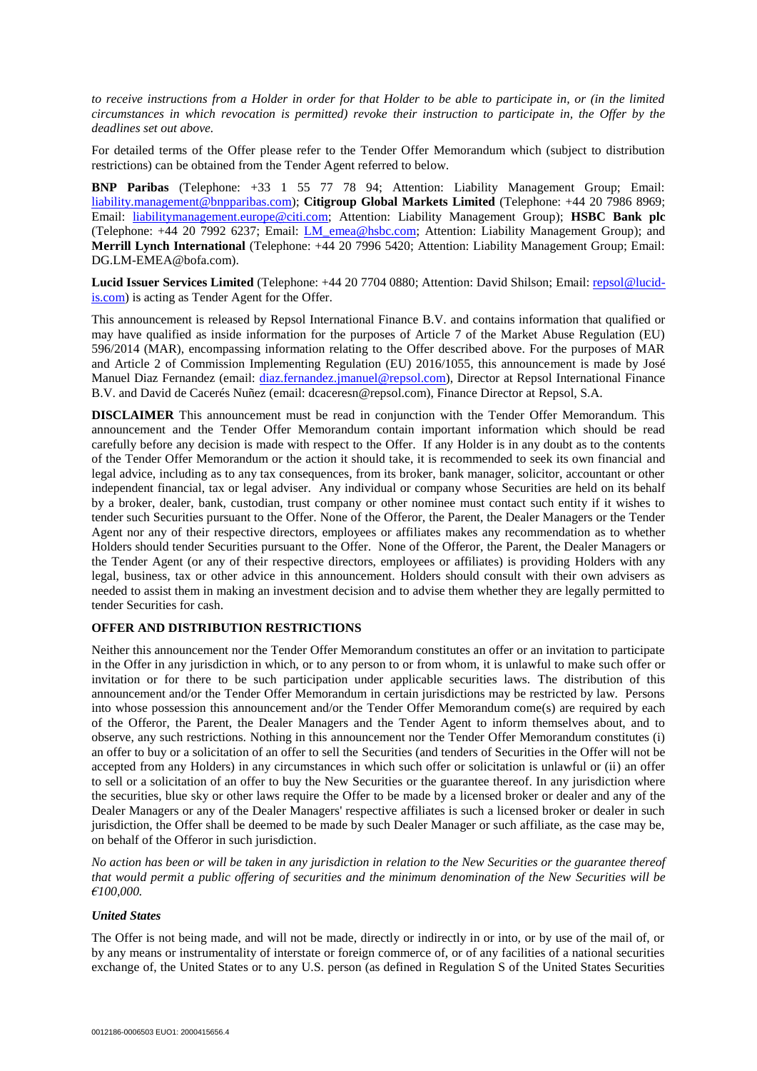*to receive instructions from a Holder in order for that Holder to be able to participate in, or (in the limited circumstances in which revocation is permitted) revoke their instruction to participate in, the Offer by the deadlines set out above.*

For detailed terms of the Offer please refer to the Tender Offer Memorandum which (subject to distribution restrictions) can be obtained from the Tender Agent referred to below.

**BNP Paribas** (Telephone: +33 1 55 77 78 94; Attention: Liability Management Group; Email: liability.management@bnpparibas.com); **Citigroup Global Markets Limited** (Telephone: +44 20 7986 8969; Email: liabilitymanagement.europe@citi.com; Attention: Liability Management Group); **HSBC Bank plc** (Telephone: +44 20 7992 6237; Email: LM_emea@hsbc.com; Attention: Liability Management Group); and **Merrill Lynch International** (Telephone: +44 20 7996 5420; Attention: Liability Management Group; Email: DG.LM-EMEA@bofa.com).

**Lucid Issuer Services Limited** (Telephone: +44 20 7704 0880; Attention: David Shilson; Email: repsol@lucid-is.com) is acting as Tender Agent for the Offer.

This announcement is released by Repsol International Finance B.V. and contains information that qualified or may have qualified as inside information for the purposes of Article 7 of the Market Abuse Regulation (EU) 596/2014 (MAR), encompassing information relating to the Offer described above. For the purposes of MAR and Article 2 of Commission Implementing Regulation (EU) 2016/1055, this announcement is made by José Manuel Diaz Fernandez (email: diaz.fernandez.jmanuel@repsol.com), Director at Repsol International Finance B.V. and David de Cacerés Nuñez (email: dcaceresn@repsol.com), Finance Director at Repsol, S.A.

**DISCLAIMER** This announcement must be read in conjunction with the Tender Offer Memorandum. This announcement and the Tender Offer Memorandum contain important information which should be read carefully before any decision is made with respect to the Offer. If any Holder is in any doubt as to the contents of the Tender Offer Memorandum or the action it should take, it is recommended to seek its own financial and legal advice, including as to any tax consequences, from its broker, bank manager, solicitor, accountant or other independent financial, tax or legal adviser. Any individual or company whose Securities are held on its behalf by a broker, dealer, bank, custodian, trust company or other nominee must contact such entity if it wishes to tender such Securities pursuant to the Offer. None of the Offeror, the Parent, the Dealer Managers or the Tender Agent nor any of their respective directors, employees or affiliates makes any recommendation as to whether Holders should tender Securities pursuant to the Offer. None of the Offeror, the Parent, the Dealer Managers or the Tender Agent (or any of their respective directors, employees or affiliates) is providing Holders with any legal, business, tax or other advice in this announcement. Holders should consult with their own advisers as needed to assist them in making an investment decision and to advise them whether they are legally permitted to tender Securities for cash.

**OFFER AND DISTRIBUTION RESTRICTIONS**

Neither this announcement nor the Tender Offer Memorandum constitutes an offer or an invitation to participate in the Offer in any jurisdiction in which, or to any person to or from whom, it is unlawful to make such offer or invitation or for there to be such participation under applicable securities laws. The distribution of this announcement and/or the Tender Offer Memorandum in certain jurisdictions may be restricted by law. Persons into whose possession this announcement and/or the Tender Offer Memorandum come(s) are required by each of the Offeror, the Parent, the Dealer Managers and the Tender Agent to inform themselves about, and to observe, any such restrictions. Nothing in this announcement nor the Tender Offer Memorandum constitutes (i) an offer to buy or a solicitation of an offer to sell the Securities (and tenders of Securities in the Offer will not be accepted from any Holders) in any circumstances in which such offer or solicitation is unlawful or (ii) an offer to sell or a solicitation of an offer to buy the New Securities or the guarantee thereof. In any jurisdiction where the securities, blue sky or other laws require the Offer to be made by a licensed broker or dealer and any of the Dealer Managers or any of the Dealer Managers' respective affiliates is such a licensed broker or dealer in such jurisdiction, the Offer shall be deemed to be made by such Dealer Manager or such affiliate, as the case may be, on behalf of the Offeror in such jurisdiction.

*No action has been or will be taken in any jurisdiction in relation to the New Securities or the guarantee thereof that would permit a public offering of securities and the minimum denomination of the New Securities will be €100,000.*

***United States***

The Offer is not being made, and will not be made, directly or indirectly in or into, or by use of the mail of, or by any means or instrumentality of interstate or foreign commerce of, or of any facilities of a national securities exchange of, the United States or to any U.S. person (as defined in Regulation S of the United States Securities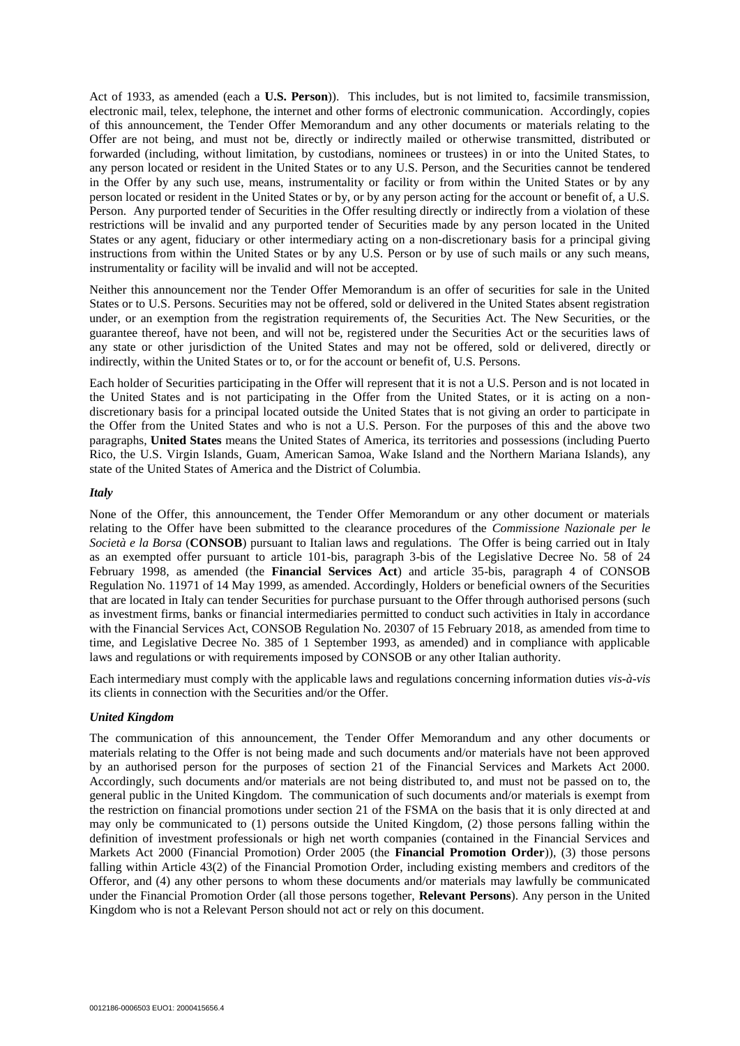Act of 1933, as amended (each a **U.S. Person**)). This includes, but is not limited to, facsimile transmission, electronic mail, telex, telephone, the internet and other forms of electronic communication. Accordingly, copies of this announcement, the Tender Offer Memorandum and any other documents or materials relating to the Offer are not being, and must not be, directly or indirectly mailed or otherwise transmitted, distributed or forwarded (including, without limitation, by custodians, nominees or trustees) in or into the United States, to any person located or resident in the United States or to any U.S. Person, and the Securities cannot be tendered in the Offer by any such use, means, instrumentality or facility or from within the United States or by any person located or resident in the United States or by, or by any person acting for the account or benefit of, a U.S. Person. Any purported tender of Securities in the Offer resulting directly or indirectly from a violation of these restrictions will be invalid and any purported tender of Securities made by any person located in the United States or any agent, fiduciary or other intermediary acting on a non-discretionary basis for a principal giving instructions from within the United States or by any U.S. Person or by use of such mails or any such means, instrumentality or facility will be invalid and will not be accepted.

Neither this announcement nor the Tender Offer Memorandum is an offer of securities for sale in the United States or to U.S. Persons. Securities may not be offered, sold or delivered in the United States absent registration under, or an exemption from the registration requirements of, the Securities Act. The New Securities, or the guarantee thereof, have not been, and will not be, registered under the Securities Act or the securities laws of any state or other jurisdiction of the United States and may not be offered, sold or delivered, directly or indirectly, within the United States or to, or for the account or benefit of, U.S. Persons.

Each holder of Securities participating in the Offer will represent that it is not a U.S. Person and is not located in the United States and is not participating in the Offer from the United States, or it is acting on a non-discretionary basis for a principal located outside the United States that is not giving an order to participate in the Offer from the United States and who is not a U.S. Person. For the purposes of this and the above two paragraphs, **United States** means the United States of America, its territories and possessions (including Puerto Rico, the U.S. Virgin Islands, Guam, American Samoa, Wake Island and the Northern Mariana Islands), any state of the United States of America and the District of Columbia.

***Italy***

None of the Offer, this announcement, the Tender Offer Memorandum or any other document or materials relating to the Offer have been submitted to the clearance procedures of the *Commissione Nazionale per le Società e la Borsa* (**CONSOB**) pursuant to Italian laws and regulations. The Offer is being carried out in Italy as an exempted offer pursuant to article 101-bis, paragraph 3-bis of the Legislative Decree No. 58 of 24 February 1998, as amended (the **Financial Services Act**) and article 35-bis, paragraph 4 of CONSOB Regulation No. 11971 of 14 May 1999, as amended. Accordingly, Holders or beneficial owners of the Securities that are located in Italy can tender Securities for purchase pursuant to the Offer through authorised persons (such as investment firms, banks or financial intermediaries permitted to conduct such activities in Italy in accordance with the Financial Services Act, CONSOB Regulation No. 20307 of 15 February 2018, as amended from time to time, and Legislative Decree No. 385 of 1 September 1993, as amended) and in compliance with applicable laws and regulations or with requirements imposed by CONSOB or any other Italian authority.

Each intermediary must comply with the applicable laws and regulations concerning information duties *vis-à-vis* its clients in connection with the Securities and/or the Offer.

***United Kingdom***

The communication of this announcement, the Tender Offer Memorandum and any other documents or materials relating to the Offer is not being made and such documents and/or materials have not been approved by an authorised person for the purposes of section 21 of the Financial Services and Markets Act 2000. Accordingly, such documents and/or materials are not being distributed to, and must not be passed on to, the general public in the United Kingdom. The communication of such documents and/or materials is exempt from the restriction on financial promotions under section 21 of the FSMA on the basis that it is only directed at and may only be communicated to (1) persons outside the United Kingdom, (2) those persons falling within the definition of investment professionals or high net worth companies (contained in the Financial Services and Markets Act 2000 (Financial Promotion) Order 2005 (the **Financial Promotion Order**)), (3) those persons falling within Article 43(2) of the Financial Promotion Order, including existing members and creditors of the Offeror, and (4) any other persons to whom these documents and/or materials may lawfully be communicated under the Financial Promotion Order (all those persons together, **Relevant Persons**). Any person in the United Kingdom who is not a Relevant Person should not act or rely on this document.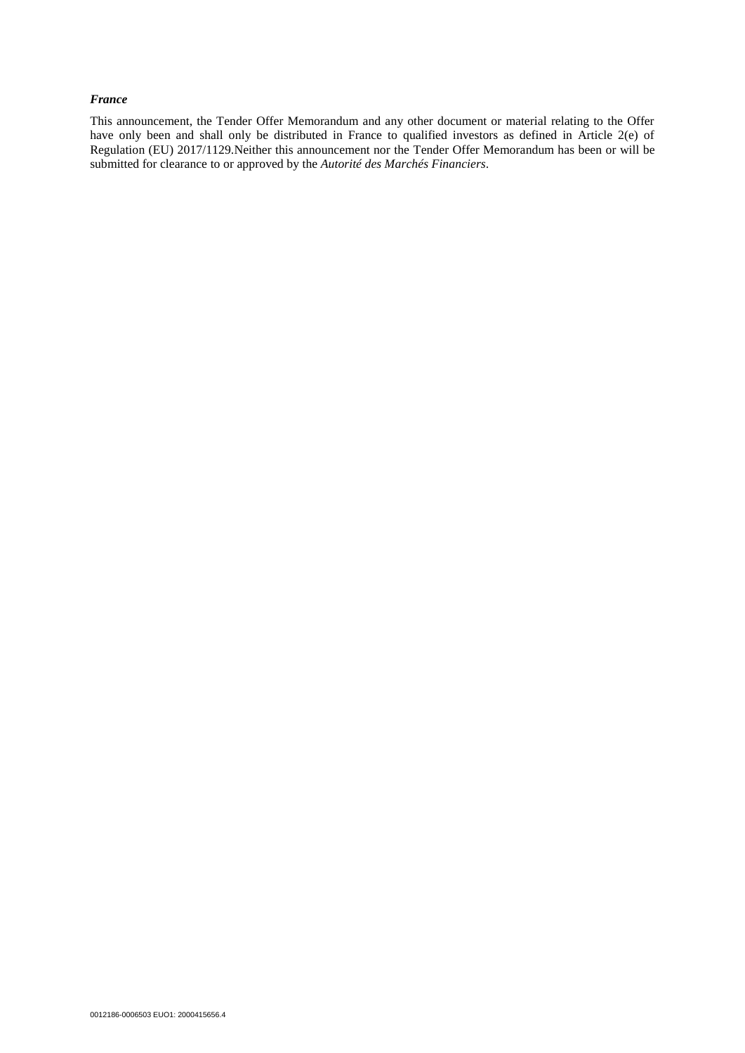***France***

This announcement, the Tender Offer Memorandum and any other document or material relating to the Offer have only been and shall only be distributed in France to qualified investors as defined in Article 2(e) of Regulation (EU) 2017/1129.Neither this announcement nor the Tender Offer Memorandum has been or will be submitted for clearance to or approved by the *Autorité des Marchés Financiers*.